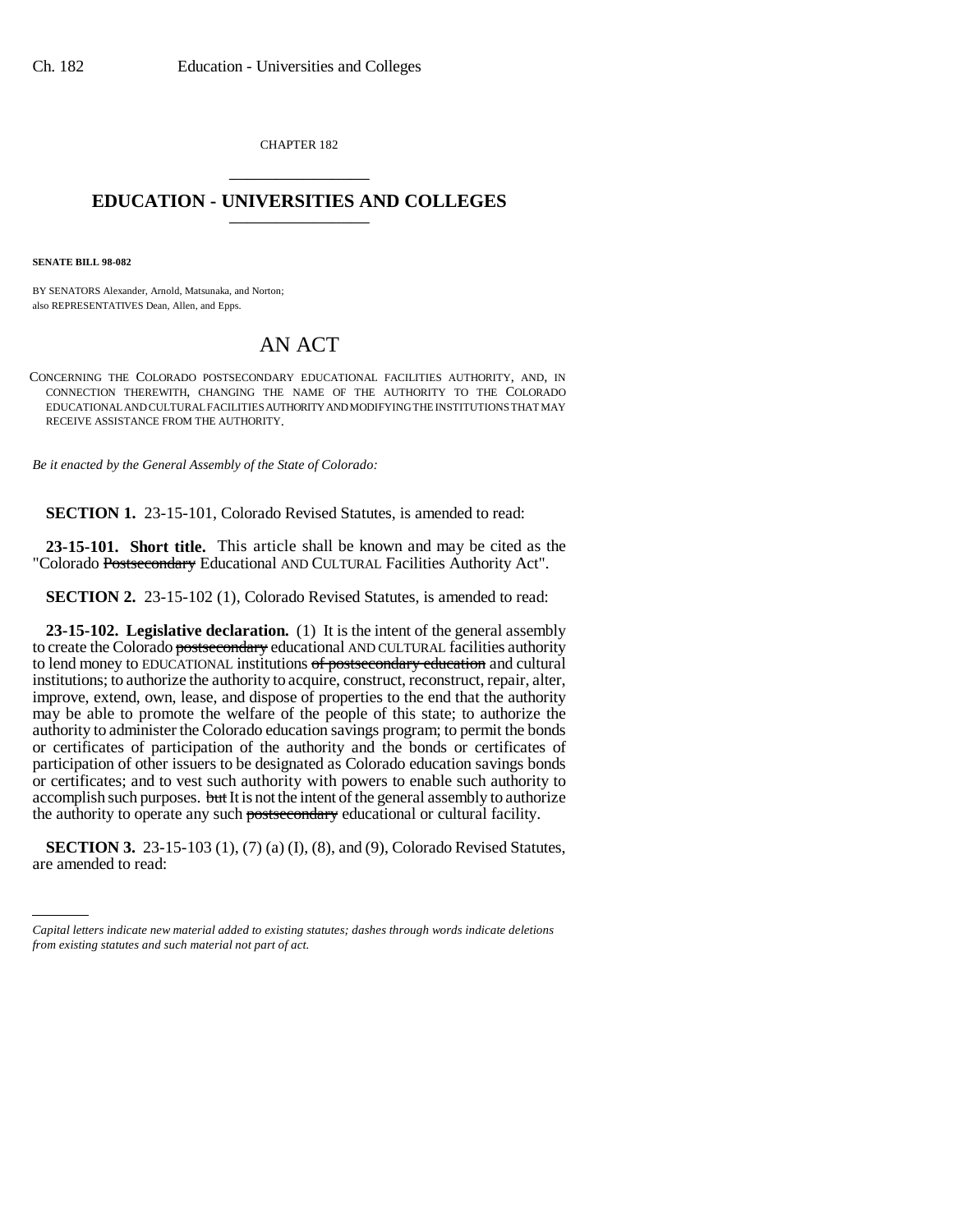CHAPTER 182

# EDUCATION - UNIVERSITIES AND COLLEGES

**SENATE BILL 98-082**

BY SENATORS Alexander, Arnold, Matsunaka, and Norton;
also REPRESENTATIVES Dean, Allen, and Epps.

## AN ACT

CONCERNING THE COLORADO POSTSECONDARY EDUCATIONAL FACILITIES AUTHORITY, AND, IN CONNECTION THEREWITH, CHANGING THE NAME OF THE AUTHORITY TO THE COLORADO EDUCATIONAL AND CULTURAL FACILITIES AUTHORITY AND MODIFYING THE INSTITUTIONS THAT MAY RECEIVE ASSISTANCE FROM THE AUTHORITY.

*Be it enacted by the General Assembly of the State of Colorado:*

**SECTION 1.** 23-15-101, Colorado Revised Statutes, is amended to read:

**23-15-101. Short title.** This article shall be known and may be cited as the "Colorado ~~Postsecondary~~ Educational AND CULTURAL Facilities Authority Act".

**SECTION 2.** 23-15-102 (1), Colorado Revised Statutes, is amended to read:

**23-15-102. Legislative declaration.** (1) It is the intent of the general assembly to create the Colorado ~~postsecondary~~ educational AND CULTURAL facilities authority to lend money to EDUCATIONAL institutions ~~of postsecondary education~~ and cultural institutions; to authorize the authority to acquire, construct, reconstruct, repair, alter, improve, extend, own, lease, and dispose of properties to the end that the authority may be able to promote the welfare of the people of this state; to authorize the authority to administer the Colorado education savings program; to permit the bonds or certificates of participation of the authority and the bonds or certificates of participation of other issuers to be designated as Colorado education savings bonds or certificates; and to vest such authority with powers to enable such authority to accomplish such purposes. ~~but~~ It is not the intent of the general assembly to authorize the authority to operate any such ~~postsecondary~~ educational or cultural facility.

**SECTION 3.** 23-15-103 (1), (7) (a) (I), (8), and (9), Colorado Revised Statutes, are amended to read:

*Capital letters indicate new material added to existing statutes; dashes through words indicate deletions from existing statutes and such material not part of act.*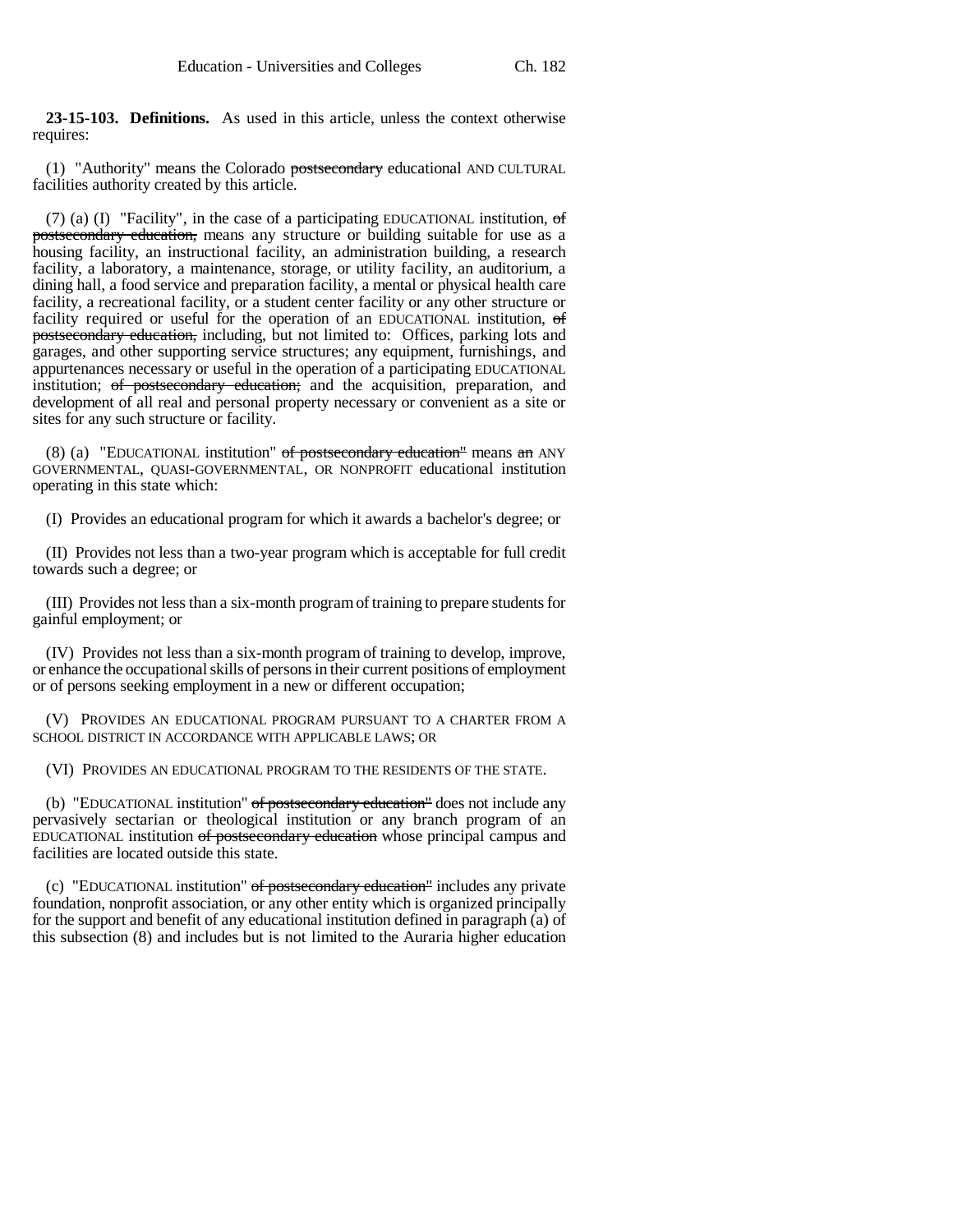**23-15-103. Definitions.** As used in this article, unless the context otherwise requires:

(1) "Authority" means the Colorado ~~postsecondary~~ educational AND CULTURAL facilities authority created by this article.

(7) (a) (I) "Facility", in the case of a participating EDUCATIONAL institution, ~~of postsecondary education,~~ means any structure or building suitable for use as a housing facility, an instructional facility, an administration building, a research facility, a laboratory, a maintenance, storage, or utility facility, an auditorium, a dining hall, a food service and preparation facility, a mental or physical health care facility, a recreational facility, or a student center facility or any other structure or facility required or useful for the operation of an EDUCATIONAL institution, ~~of postsecondary education,~~ including, but not limited to: Offices, parking lots and garages, and other supporting service structures; any equipment, furnishings, and appurtenances necessary or useful in the operation of a participating EDUCATIONAL institution; ~~of postsecondary education;~~ and the acquisition, preparation, and development of all real and personal property necessary or convenient as a site or sites for any such structure or facility.

(8) (a) "EDUCATIONAL institution" ~~of postsecondary education"~~ means ~~an~~ ANY GOVERNMENTAL, QUASI-GOVERNMENTAL, OR NONPROFIT educational institution operating in this state which:

(I) Provides an educational program for which it awards a bachelor's degree; or

(II) Provides not less than a two-year program which is acceptable for full credit towards such a degree; or

(III) Provides not less than a six-month program of training to prepare students for gainful employment; or

(IV) Provides not less than a six-month program of training to develop, improve, or enhance the occupational skills of persons in their current positions of employment or of persons seeking employment in a new or different occupation;

(V) PROVIDES AN EDUCATIONAL PROGRAM PURSUANT TO A CHARTER FROM A SCHOOL DISTRICT IN ACCORDANCE WITH APPLICABLE LAWS; OR

(VI) PROVIDES AN EDUCATIONAL PROGRAM TO THE RESIDENTS OF THE STATE.

(b) "EDUCATIONAL institution" ~~of postsecondary education"~~ does not include any pervasively sectarian or theological institution or any branch program of an EDUCATIONAL institution ~~of postsecondary education~~ whose principal campus and facilities are located outside this state.

(c) "EDUCATIONAL institution" ~~of postsecondary education"~~ includes any private foundation, nonprofit association, or any other entity which is organized principally for the support and benefit of any educational institution defined in paragraph (a) of this subsection (8) and includes but is not limited to the Auraria higher education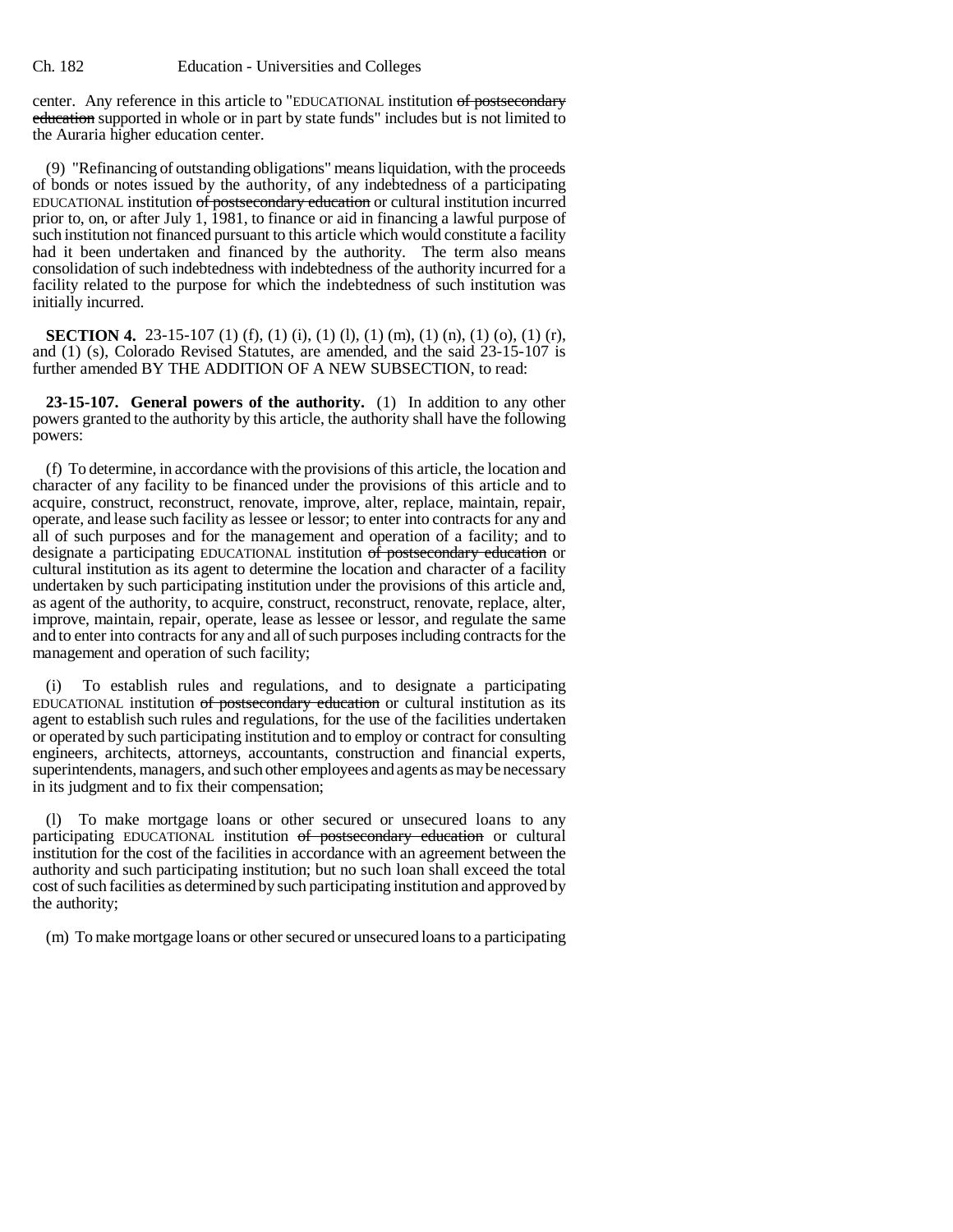center. Any reference in this article to "EDUCATIONAL institution ~~of postsecondary education~~ supported in whole or in part by state funds" includes but is not limited to the Auraria higher education center.

(9) "Refinancing of outstanding obligations" means liquidation, with the proceeds of bonds or notes issued by the authority, of any indebtedness of a participating EDUCATIONAL institution ~~of postsecondary education~~ or cultural institution incurred prior to, on, or after July 1, 1981, to finance or aid in financing a lawful purpose of such institution not financed pursuant to this article which would constitute a facility had it been undertaken and financed by the authority. The term also means consolidation of such indebtedness with indebtedness of the authority incurred for a facility related to the purpose for which the indebtedness of such institution was initially incurred.

**SECTION 4.** 23-15-107 (1) (f), (1) (i), (1) (l), (1) (m), (1) (n), (1) (o), (1) (r), and (1) (s), Colorado Revised Statutes, are amended, and the said 23-15-107 is further amended BY THE ADDITION OF A NEW SUBSECTION, to read:

**23-15-107. General powers of the authority.** (1) In addition to any other powers granted to the authority by this article, the authority shall have the following powers:

(f) To determine, in accordance with the provisions of this article, the location and character of any facility to be financed under the provisions of this article and to acquire, construct, reconstruct, renovate, improve, alter, replace, maintain, repair, operate, and lease such facility as lessee or lessor; to enter into contracts for any and all of such purposes and for the management and operation of a facility; and to designate a participating EDUCATIONAL institution ~~of postsecondary education~~ or cultural institution as its agent to determine the location and character of a facility undertaken by such participating institution under the provisions of this article and, as agent of the authority, to acquire, construct, reconstruct, renovate, replace, alter, improve, maintain, repair, operate, lease as lessee or lessor, and regulate the same and to enter into contracts for any and all of such purposes including contracts for the management and operation of such facility;

(i) To establish rules and regulations, and to designate a participating EDUCATIONAL institution ~~of postsecondary education~~ or cultural institution as its agent to establish such rules and regulations, for the use of the facilities undertaken or operated by such participating institution and to employ or contract for consulting engineers, architects, attorneys, accountants, construction and financial experts, superintendents, managers, and such other employees and agents as may be necessary in its judgment and to fix their compensation;

(l) To make mortgage loans or other secured or unsecured loans to any participating EDUCATIONAL institution ~~of postsecondary education~~ or cultural institution for the cost of the facilities in accordance with an agreement between the authority and such participating institution; but no such loan shall exceed the total cost of such facilities as determined by such participating institution and approved by the authority;

(m) To make mortgage loans or other secured or unsecured loans to a participating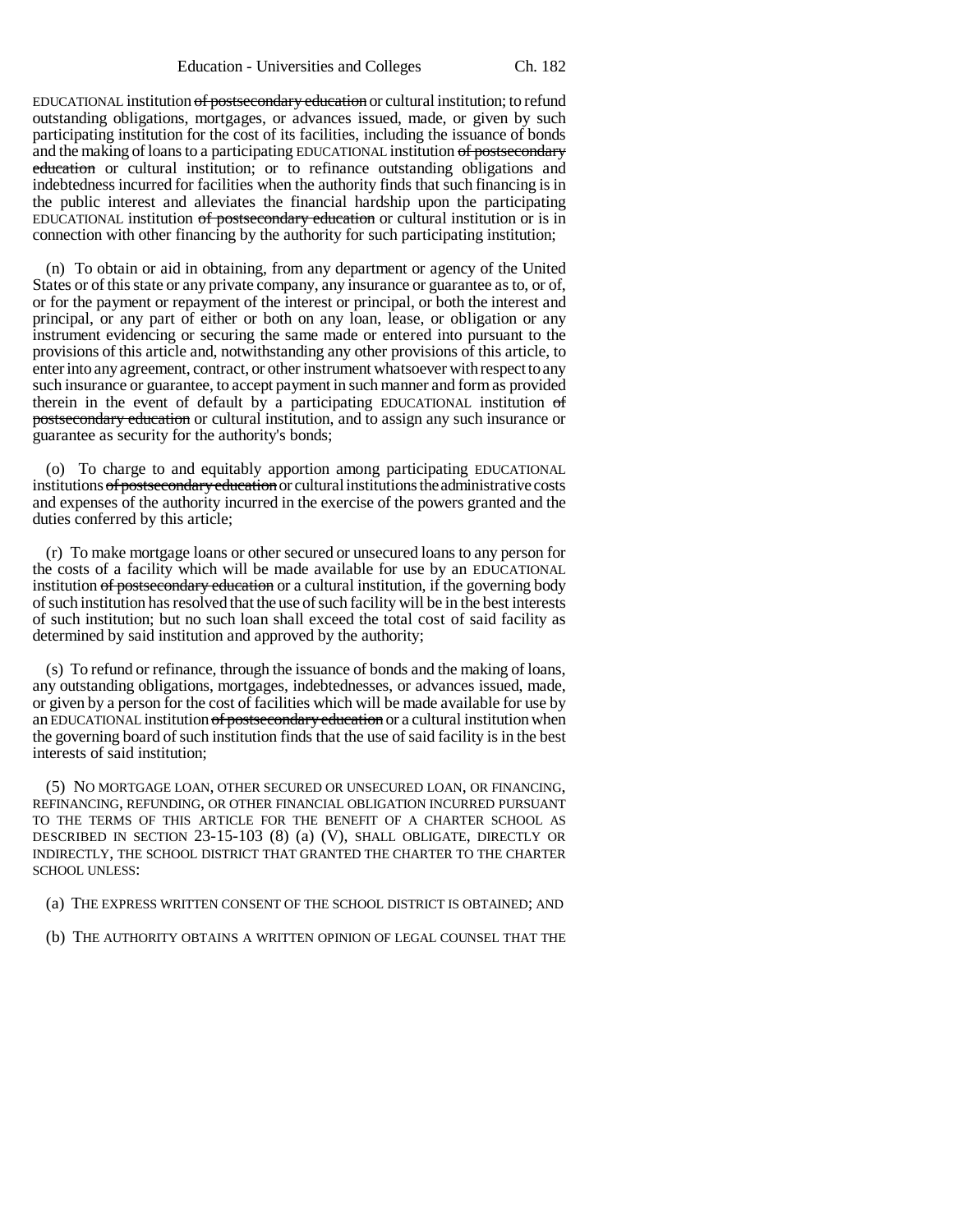EDUCATIONAL institution ~~of postsecondary education~~ or cultural institution; to refund outstanding obligations, mortgages, or advances issued, made, or given by such participating institution for the cost of its facilities, including the issuance of bonds and the making of loans to a participating EDUCATIONAL institution ~~of postsecondary education~~ or cultural institution; or to refinance outstanding obligations and indebtedness incurred for facilities when the authority finds that such financing is in the public interest and alleviates the financial hardship upon the participating EDUCATIONAL institution ~~of postsecondary education~~ or cultural institution or is in connection with other financing by the authority for such participating institution;

(n) To obtain or aid in obtaining, from any department or agency of the United States or of this state or any private company, any insurance or guarantee as to, or of, or for the payment or repayment of the interest or principal, or both the interest and principal, or any part of either or both on any loan, lease, or obligation or any instrument evidencing or securing the same made or entered into pursuant to the provisions of this article and, notwithstanding any other provisions of this article, to enter into any agreement, contract, or other instrument whatsoever with respect to any such insurance or guarantee, to accept payment in such manner and form as provided therein in the event of default by a participating EDUCATIONAL institution ~~of postsecondary education~~ or cultural institution, and to assign any such insurance or guarantee as security for the authority's bonds;

(o) To charge to and equitably apportion among participating EDUCATIONAL institutions ~~of postsecondary education~~ or cultural institutions the administrative costs and expenses of the authority incurred in the exercise of the powers granted and the duties conferred by this article;

(r) To make mortgage loans or other secured or unsecured loans to any person for the costs of a facility which will be made available for use by an EDUCATIONAL institution ~~of postsecondary education~~ or a cultural institution, if the governing body of such institution has resolved that the use of such facility will be in the best interests of such institution; but no such loan shall exceed the total cost of said facility as determined by said institution and approved by the authority;

(s) To refund or refinance, through the issuance of bonds and the making of loans, any outstanding obligations, mortgages, indebtednesses, or advances issued, made, or given by a person for the cost of facilities which will be made available for use by an EDUCATIONAL institution ~~of postsecondary education~~ or a cultural institution when the governing board of such institution finds that the use of said facility is in the best interests of said institution;

(5) NO MORTGAGE LOAN, OTHER SECURED OR UNSECURED LOAN, OR FINANCING, REFINANCING, REFUNDING, OR OTHER FINANCIAL OBLIGATION INCURRED PURSUANT TO THE TERMS OF THIS ARTICLE FOR THE BENEFIT OF A CHARTER SCHOOL AS DESCRIBED IN SECTION 23-15-103 (8) (a) (V), SHALL OBLIGATE, DIRECTLY OR INDIRECTLY, THE SCHOOL DISTRICT THAT GRANTED THE CHARTER TO THE CHARTER SCHOOL UNLESS:

(a) THE EXPRESS WRITTEN CONSENT OF THE SCHOOL DISTRICT IS OBTAINED; AND

(b) THE AUTHORITY OBTAINS A WRITTEN OPINION OF LEGAL COUNSEL THAT THE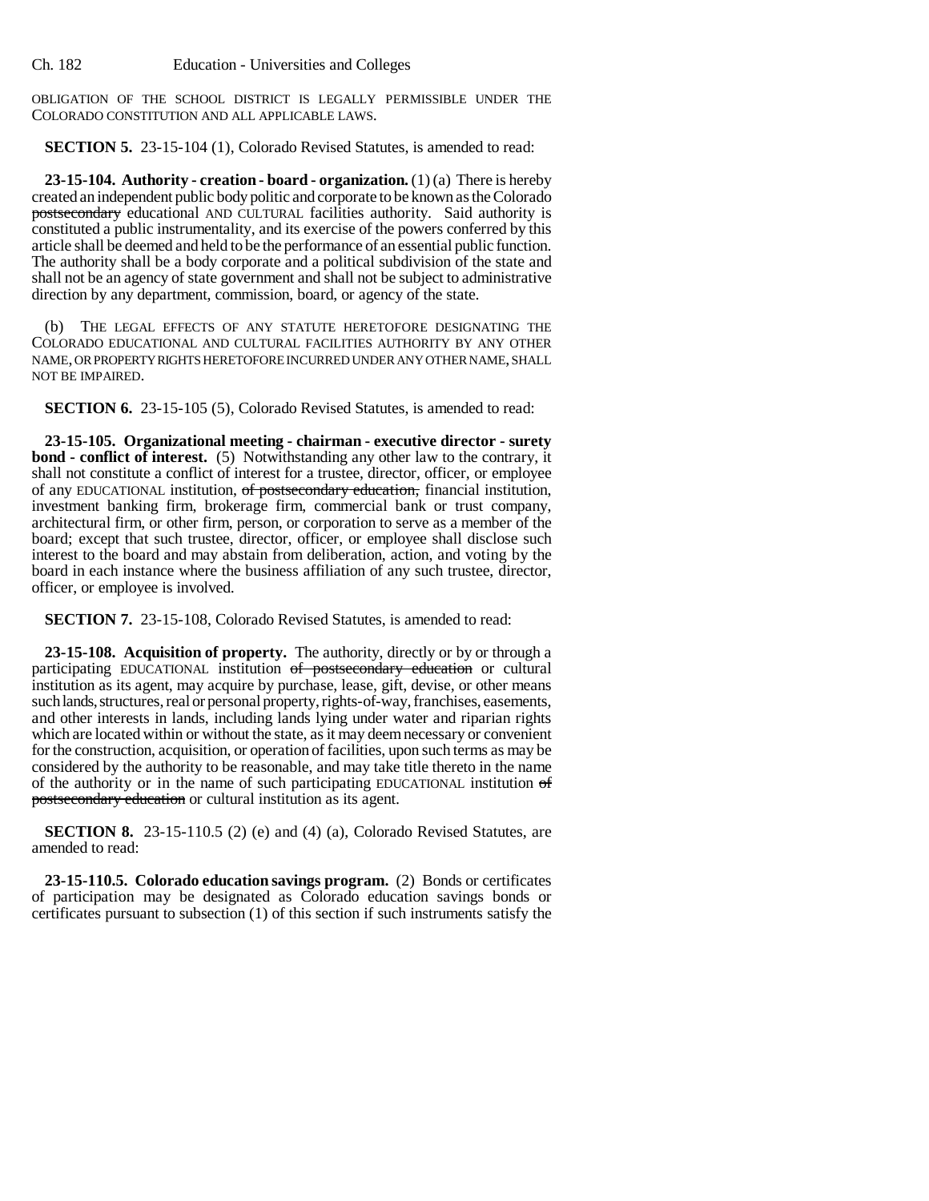OBLIGATION OF THE SCHOOL DISTRICT IS LEGALLY PERMISSIBLE UNDER THE COLORADO CONSTITUTION AND ALL APPLICABLE LAWS.

**SECTION 5.** 23-15-104 (1), Colorado Revised Statutes, is amended to read:

**23-15-104. Authority - creation - board - organization.** (1) (a) There is hereby created an independent public body politic and corporate to be known as the Colorado ~~postsecondary~~ educational AND CULTURAL facilities authority. Said authority is constituted a public instrumentality, and its exercise of the powers conferred by this article shall be deemed and held to be the performance of an essential public function. The authority shall be a body corporate and a political subdivision of the state and shall not be an agency of state government and shall not be subject to administrative direction by any department, commission, board, or agency of the state.

(b) THE LEGAL EFFECTS OF ANY STATUTE HERETOFORE DESIGNATING THE COLORADO EDUCATIONAL AND CULTURAL FACILITIES AUTHORITY BY ANY OTHER NAME, OR PROPERTY RIGHTS HERETOFORE INCURRED UNDER ANY OTHER NAME, SHALL NOT BE IMPAIRED.

**SECTION 6.** 23-15-105 (5), Colorado Revised Statutes, is amended to read:

**23-15-105. Organizational meeting - chairman - executive director - surety bond - conflict of interest.** (5) Notwithstanding any other law to the contrary, it shall not constitute a conflict of interest for a trustee, director, officer, or employee of any EDUCATIONAL institution, ~~of postsecondary education,~~ financial institution, investment banking firm, brokerage firm, commercial bank or trust company, architectural firm, or other firm, person, or corporation to serve as a member of the board; except that such trustee, director, officer, or employee shall disclose such interest to the board and may abstain from deliberation, action, and voting by the board in each instance where the business affiliation of any such trustee, director, officer, or employee is involved.

**SECTION 7.** 23-15-108, Colorado Revised Statutes, is amended to read:

**23-15-108. Acquisition of property.** The authority, directly or by or through a participating EDUCATIONAL institution ~~of postsecondary education~~ or cultural institution as its agent, may acquire by purchase, lease, gift, devise, or other means such lands, structures, real or personal property, rights-of-way, franchises, easements, and other interests in lands, including lands lying under water and riparian rights which are located within or without the state, as it may deem necessary or convenient for the construction, acquisition, or operation of facilities, upon such terms as may be considered by the authority to be reasonable, and may take title thereto in the name of the authority or in the name of such participating EDUCATIONAL institution ~~of postsecondary education~~ or cultural institution as its agent.

**SECTION 8.** 23-15-110.5 (2) (e) and (4) (a), Colorado Revised Statutes, are amended to read:

**23-15-110.5. Colorado education savings program.** (2) Bonds or certificates of participation may be designated as Colorado education savings bonds or certificates pursuant to subsection (1) of this section if such instruments satisfy the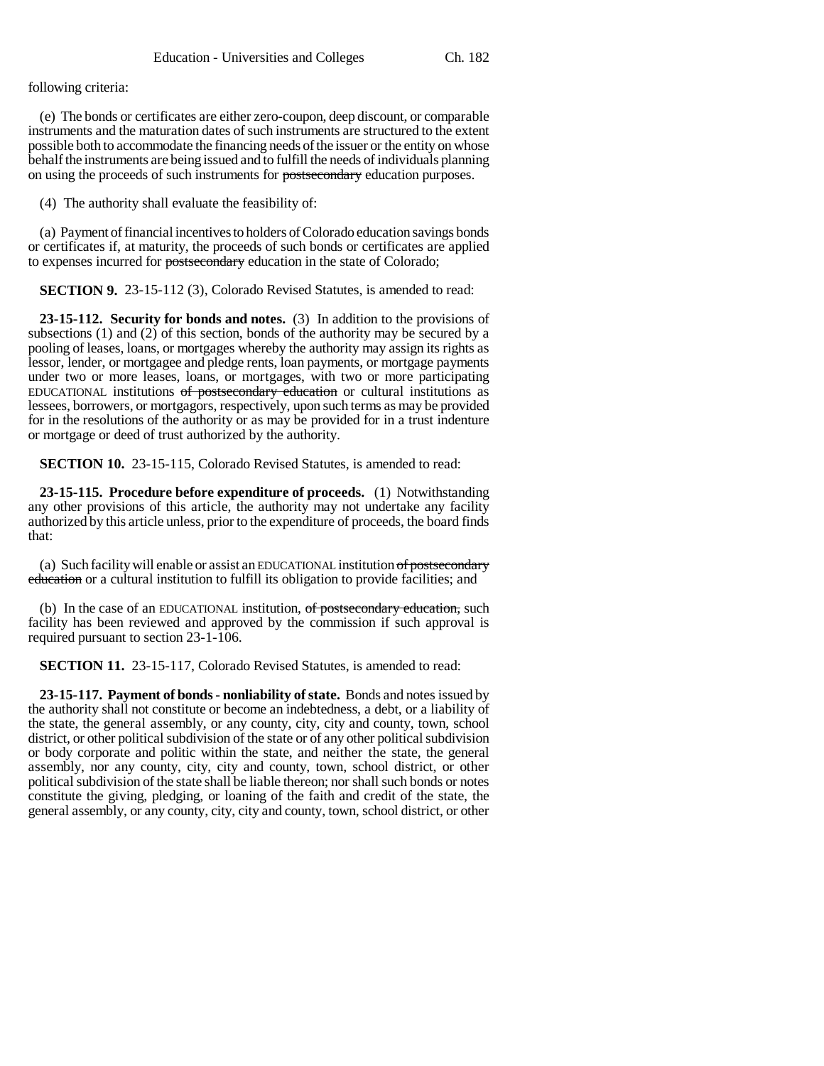following criteria:

(e) The bonds or certificates are either zero-coupon, deep discount, or comparable instruments and the maturation dates of such instruments are structured to the extent possible both to accommodate the financing needs of the issuer or the entity on whose behalf the instruments are being issued and to fulfill the needs of individuals planning on using the proceeds of such instruments for ~~postsecondary~~ education purposes.

(4) The authority shall evaluate the feasibility of:

(a) Payment of financial incentives to holders of Colorado education savings bonds or certificates if, at maturity, the proceeds of such bonds or certificates are applied to expenses incurred for ~~postsecondary~~ education in the state of Colorado;

**SECTION 9.** 23-15-112 (3), Colorado Revised Statutes, is amended to read:

**23-15-112. Security for bonds and notes.** (3) In addition to the provisions of subsections (1) and (2) of this section, bonds of the authority may be secured by a pooling of leases, loans, or mortgages whereby the authority may assign its rights as lessor, lender, or mortgagee and pledge rents, loan payments, or mortgage payments under two or more leases, loans, or mortgages, with two or more participating EDUCATIONAL institutions ~~of postsecondary education~~ or cultural institutions as lessees, borrowers, or mortgagors, respectively, upon such terms as may be provided for in the resolutions of the authority or as may be provided for in a trust indenture or mortgage or deed of trust authorized by the authority.

**SECTION 10.** 23-15-115, Colorado Revised Statutes, is amended to read:

**23-15-115. Procedure before expenditure of proceeds.** (1) Notwithstanding any other provisions of this article, the authority may not undertake any facility authorized by this article unless, prior to the expenditure of proceeds, the board finds that:

(a) Such facility will enable or assist an EDUCATIONAL institution ~~of postsecondary education~~ or a cultural institution to fulfill its obligation to provide facilities; and

(b) In the case of an EDUCATIONAL institution, ~~of postsecondary education,~~ such facility has been reviewed and approved by the commission if such approval is required pursuant to section 23-1-106.

**SECTION 11.** 23-15-117, Colorado Revised Statutes, is amended to read:

**23-15-117. Payment of bonds - nonliability of state.** Bonds and notes issued by the authority shall not constitute or become an indebtedness, a debt, or a liability of the state, the general assembly, or any county, city, city and county, town, school district, or other political subdivision of the state or of any other political subdivision or body corporate and politic within the state, and neither the state, the general assembly, nor any county, city, city and county, town, school district, or other political subdivision of the state shall be liable thereon; nor shall such bonds or notes constitute the giving, pledging, or loaning of the faith and credit of the state, the general assembly, or any county, city, city and county, town, school district, or other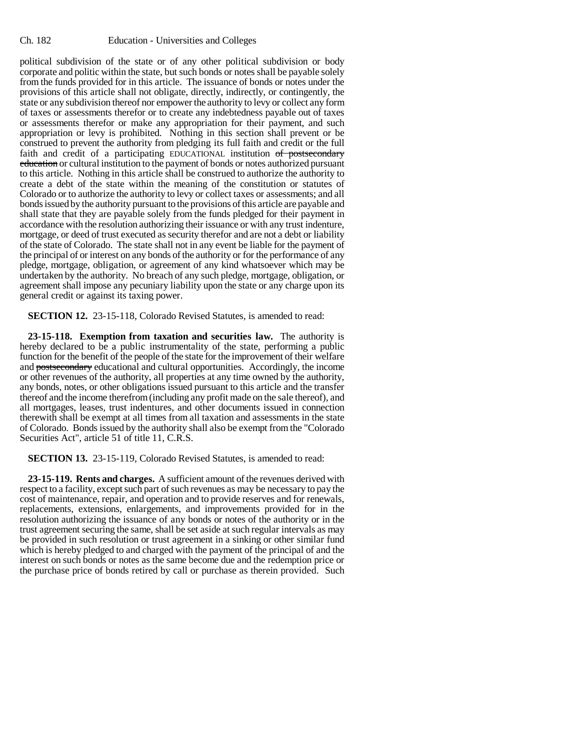political subdivision of the state or of any other political subdivision or body corporate and politic within the state, but such bonds or notes shall be payable solely from the funds provided for in this article. The issuance of bonds or notes under the provisions of this article shall not obligate, directly, indirectly, or contingently, the state or any subdivision thereof nor empower the authority to levy or collect any form of taxes or assessments therefor or to create any indebtedness payable out of taxes or assessments therefor or make any appropriation for their payment, and such appropriation or levy is prohibited. Nothing in this section shall prevent or be construed to prevent the authority from pledging its full faith and credit or the full faith and credit of a participating EDUCATIONAL institution ~~of postsecondary education~~ or cultural institution to the payment of bonds or notes authorized pursuant to this article. Nothing in this article shall be construed to authorize the authority to create a debt of the state within the meaning of the constitution or statutes of Colorado or to authorize the authority to levy or collect taxes or assessments; and all bonds issued by the authority pursuant to the provisions of this article are payable and shall state that they are payable solely from the funds pledged for their payment in accordance with the resolution authorizing their issuance or with any trust indenture, mortgage, or deed of trust executed as security therefor and are not a debt or liability of the state of Colorado. The state shall not in any event be liable for the payment of the principal of or interest on any bonds of the authority or for the performance of any pledge, mortgage, obligation, or agreement of any kind whatsoever which may be undertaken by the authority. No breach of any such pledge, mortgage, obligation, or agreement shall impose any pecuniary liability upon the state or any charge upon its general credit or against its taxing power.

**SECTION 12.** 23-15-118, Colorado Revised Statutes, is amended to read:

**23-15-118. Exemption from taxation and securities law.** The authority is hereby declared to be a public instrumentality of the state, performing a public function for the benefit of the people of the state for the improvement of their welfare and ~~postsecondary~~ educational and cultural opportunities. Accordingly, the income or other revenues of the authority, all properties at any time owned by the authority, any bonds, notes, or other obligations issued pursuant to this article and the transfer thereof and the income therefrom (including any profit made on the sale thereof), and all mortgages, leases, trust indentures, and other documents issued in connection therewith shall be exempt at all times from all taxation and assessments in the state of Colorado. Bonds issued by the authority shall also be exempt from the "Colorado Securities Act", article 51 of title 11, C.R.S.

**SECTION 13.** 23-15-119, Colorado Revised Statutes, is amended to read:

**23-15-119. Rents and charges.** A sufficient amount of the revenues derived with respect to a facility, except such part of such revenues as may be necessary to pay the cost of maintenance, repair, and operation and to provide reserves and for renewals, replacements, extensions, enlargements, and improvements provided for in the resolution authorizing the issuance of any bonds or notes of the authority or in the trust agreement securing the same, shall be set aside at such regular intervals as may be provided in such resolution or trust agreement in a sinking or other similar fund which is hereby pledged to and charged with the payment of the principal of and the interest on such bonds or notes as the same become due and the redemption price or the purchase price of bonds retired by call or purchase as therein provided. Such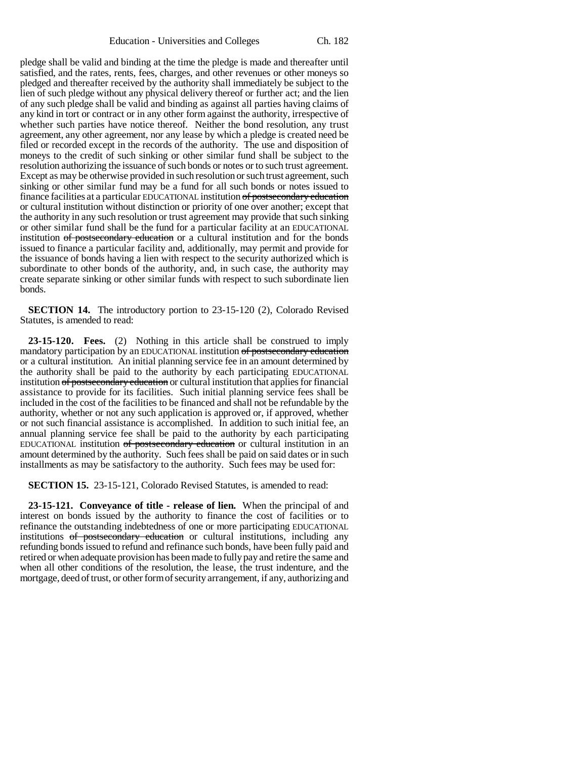pledge shall be valid and binding at the time the pledge is made and thereafter until satisfied, and the rates, rents, fees, charges, and other revenues or other moneys so pledged and thereafter received by the authority shall immediately be subject to the lien of such pledge without any physical delivery thereof or further act; and the lien of any such pledge shall be valid and binding as against all parties having claims of any kind in tort or contract or in any other form against the authority, irrespective of whether such parties have notice thereof. Neither the bond resolution, any trust agreement, any other agreement, nor any lease by which a pledge is created need be filed or recorded except in the records of the authority. The use and disposition of moneys to the credit of such sinking or other similar fund shall be subject to the resolution authorizing the issuance of such bonds or notes or to such trust agreement. Except as may be otherwise provided in such resolution or such trust agreement, such sinking or other similar fund may be a fund for all such bonds or notes issued to finance facilities at a particular EDUCATIONAL institution ~~of postsecondary education~~ or cultural institution without distinction or priority of one over another; except that the authority in any such resolution or trust agreement may provide that such sinking or other similar fund shall be the fund for a particular facility at an EDUCATIONAL institution ~~of postsecondary education~~ or a cultural institution and for the bonds issued to finance a particular facility and, additionally, may permit and provide for the issuance of bonds having a lien with respect to the security authorized which is subordinate to other bonds of the authority, and, in such case, the authority may create separate sinking or other similar funds with respect to such subordinate lien bonds.

**SECTION 14.** The introductory portion to 23-15-120 (2), Colorado Revised Statutes, is amended to read:

**23-15-120. Fees.** (2) Nothing in this article shall be construed to imply mandatory participation by an EDUCATIONAL institution ~~of postsecondary education~~ or a cultural institution. An initial planning service fee in an amount determined by the authority shall be paid to the authority by each participating EDUCATIONAL institution ~~of postsecondary education~~ or cultural institution that applies for financial assistance to provide for its facilities. Such initial planning service fees shall be included in the cost of the facilities to be financed and shall not be refundable by the authority, whether or not any such application is approved or, if approved, whether or not such financial assistance is accomplished. In addition to such initial fee, an annual planning service fee shall be paid to the authority by each participating EDUCATIONAL institution ~~of postsecondary education~~ or cultural institution in an amount determined by the authority. Such fees shall be paid on said dates or in such installments as may be satisfactory to the authority. Such fees may be used for:

**SECTION 15.** 23-15-121, Colorado Revised Statutes, is amended to read:

**23-15-121. Conveyance of title - release of lien.** When the principal of and interest on bonds issued by the authority to finance the cost of facilities or to refinance the outstanding indebtedness of one or more participating EDUCATIONAL institutions ~~of postsecondary education~~ or cultural institutions, including any refunding bonds issued to refund and refinance such bonds, have been fully paid and retired or when adequate provision has been made to fully pay and retire the same and when all other conditions of the resolution, the lease, the trust indenture, and the mortgage, deed of trust, or other form of security arrangement, if any, authorizing and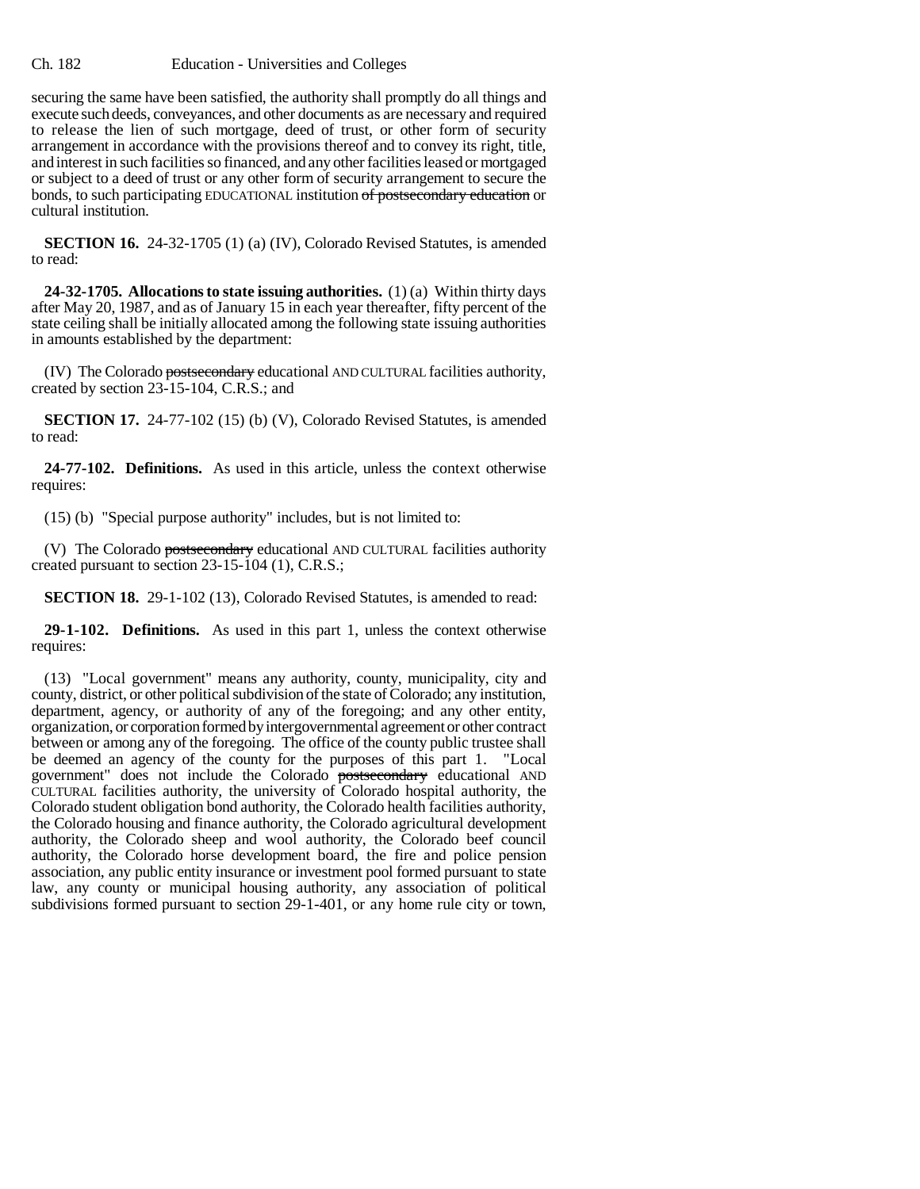securing the same have been satisfied, the authority shall promptly do all things and execute such deeds, conveyances, and other documents as are necessary and required to release the lien of such mortgage, deed of trust, or other form of security arrangement in accordance with the provisions thereof and to convey its right, title, and interest in such facilities so financed, and any other facilities leased or mortgaged or subject to a deed of trust or any other form of security arrangement to secure the bonds, to such participating EDUCATIONAL institution ~~of postsecondary education~~ or cultural institution.

**SECTION 16.** 24-32-1705 (1) (a) (IV), Colorado Revised Statutes, is amended to read:

**24-32-1705. Allocations to state issuing authorities.** (1) (a) Within thirty days after May 20, 1987, and as of January 15 in each year thereafter, fifty percent of the state ceiling shall be initially allocated among the following state issuing authorities in amounts established by the department:

(IV) The Colorado ~~postsecondary~~ educational AND CULTURAL facilities authority, created by section 23-15-104, C.R.S.; and

**SECTION 17.** 24-77-102 (15) (b) (V), Colorado Revised Statutes, is amended to read:

**24-77-102. Definitions.** As used in this article, unless the context otherwise requires:

(15) (b) "Special purpose authority" includes, but is not limited to:

(V) The Colorado ~~postsecondary~~ educational AND CULTURAL facilities authority created pursuant to section 23-15-104 (1), C.R.S.;

**SECTION 18.** 29-1-102 (13), Colorado Revised Statutes, is amended to read:

**29-1-102. Definitions.** As used in this part 1, unless the context otherwise requires:

(13) "Local government" means any authority, county, municipality, city and county, district, or other political subdivision of the state of Colorado; any institution, department, agency, or authority of any of the foregoing; and any other entity, organization, or corporation formed by intergovernmental agreement or other contract between or among any of the foregoing. The office of the county public trustee shall be deemed an agency of the county for the purposes of this part 1. "Local government" does not include the Colorado ~~postsecondary~~ educational AND CULTURAL facilities authority, the university of Colorado hospital authority, the Colorado student obligation bond authority, the Colorado health facilities authority, the Colorado housing and finance authority, the Colorado agricultural development authority, the Colorado sheep and wool authority, the Colorado beef council authority, the Colorado horse development board, the fire and police pension association, any public entity insurance or investment pool formed pursuant to state law, any county or municipal housing authority, any association of political subdivisions formed pursuant to section 29-1-401, or any home rule city or town,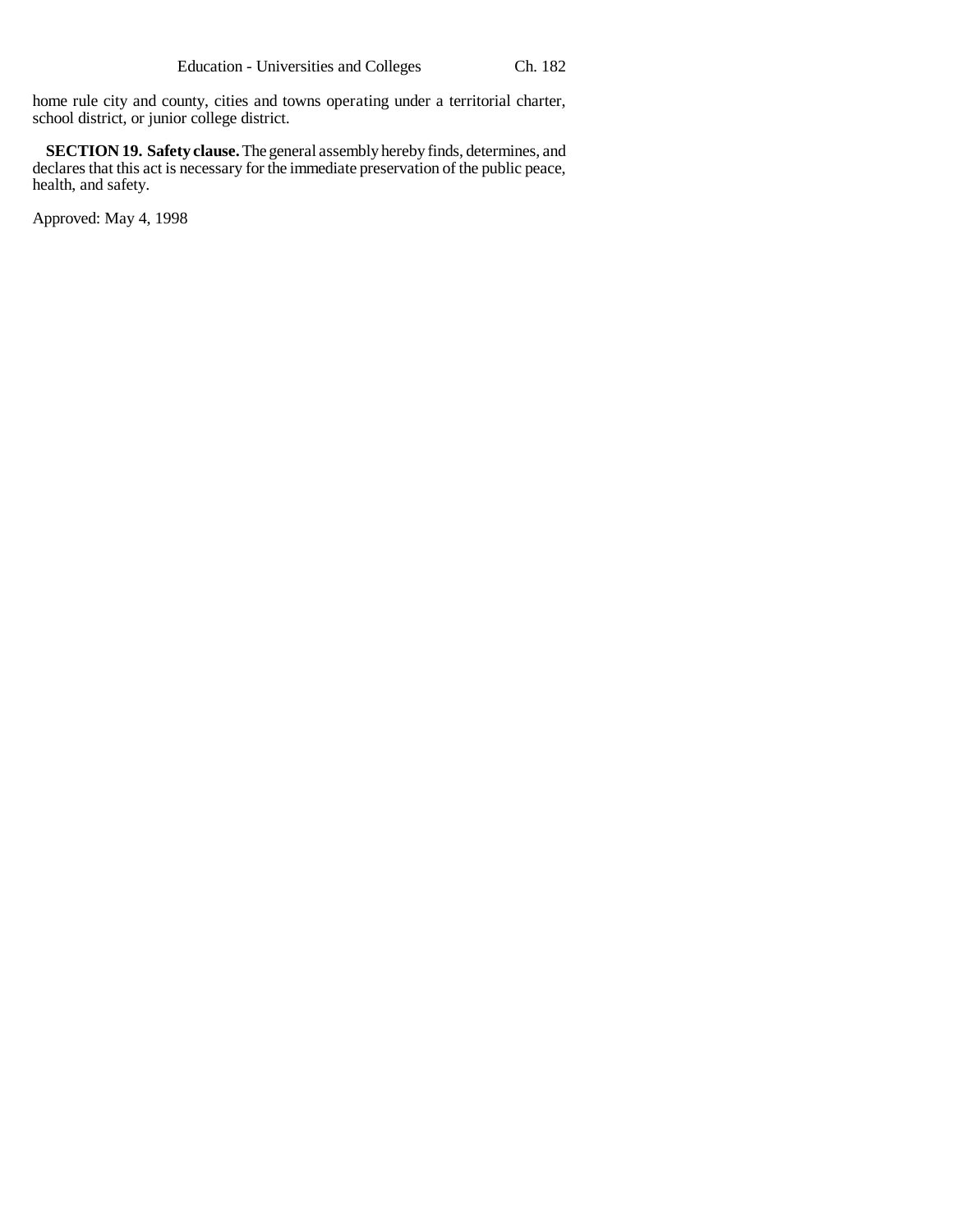home rule city and county, cities and towns operating under a territorial charter, school district, or junior college district.

**SECTION 19. Safety clause.** The general assembly hereby finds, determines, and declares that this act is necessary for the immediate preservation of the public peace, health, and safety.

Approved: May 4, 1998